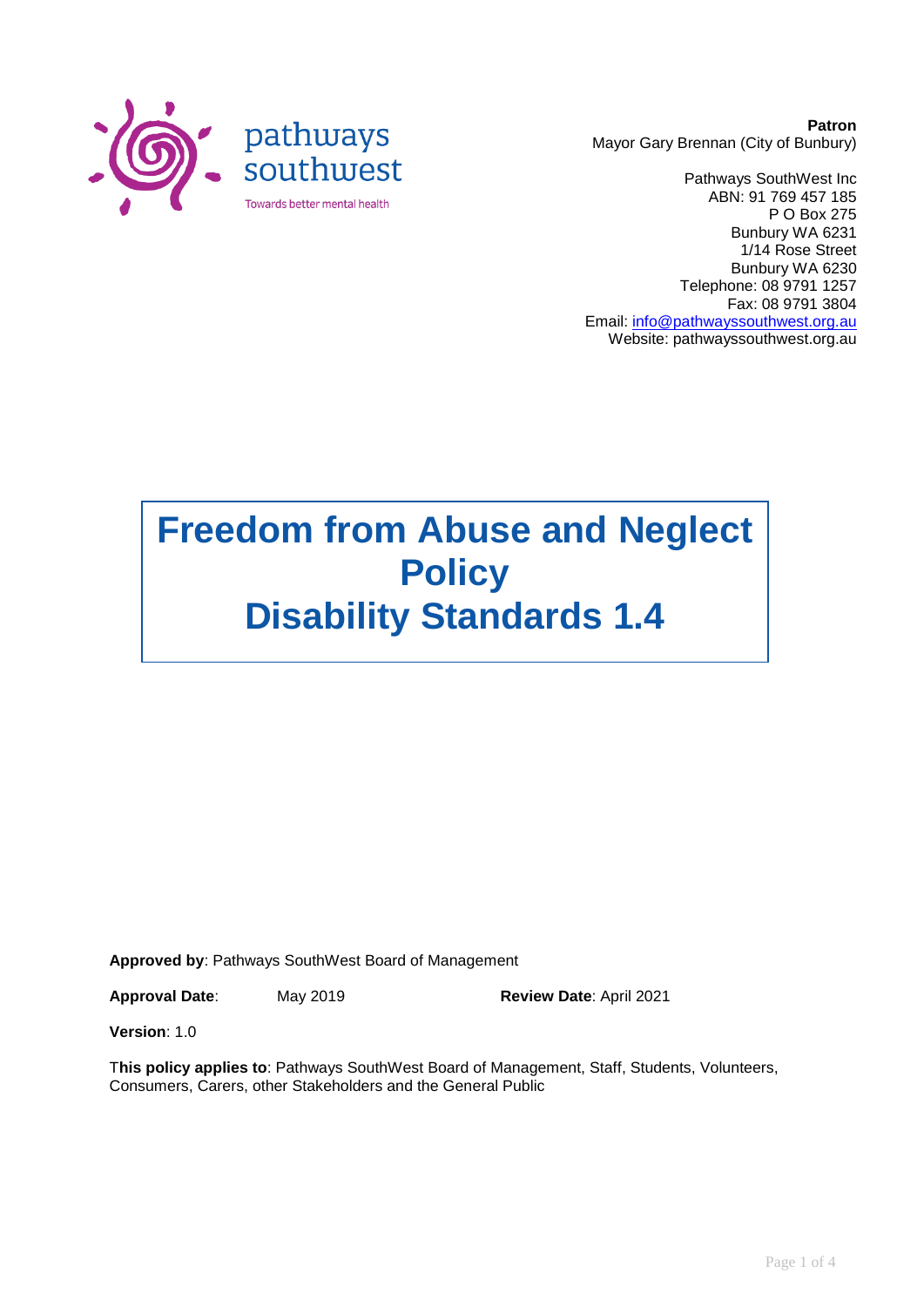pathways southwest

Towards better mental health

**Patron**
Mayor Gary Brennan (City of Bunbury)

Pathways SouthWest Inc
ABN: 91 769 457 185
P O Box 275
Bunbury WA 6231
1/14 Rose Street
Bunbury WA 6230
Telephone: 08 9791 1257
Fax: 08 9791 3804
Email: info@pathwayssouthwest.org.au
Website: pathwayssouthwest.org.au

# Freedom from Abuse and Neglect Policy
# Disability Standards 1.4

**Approved by**: Pathways SouthWest Board of Management

**Approval Date**: May 2019 **Review Date**: April 2021

**Version**: 1.0

**This policy applies to**: Pathways SouthWest Board of Management, Staff, Students, Volunteers, Consumers, Carers, other Stakeholders and the General Public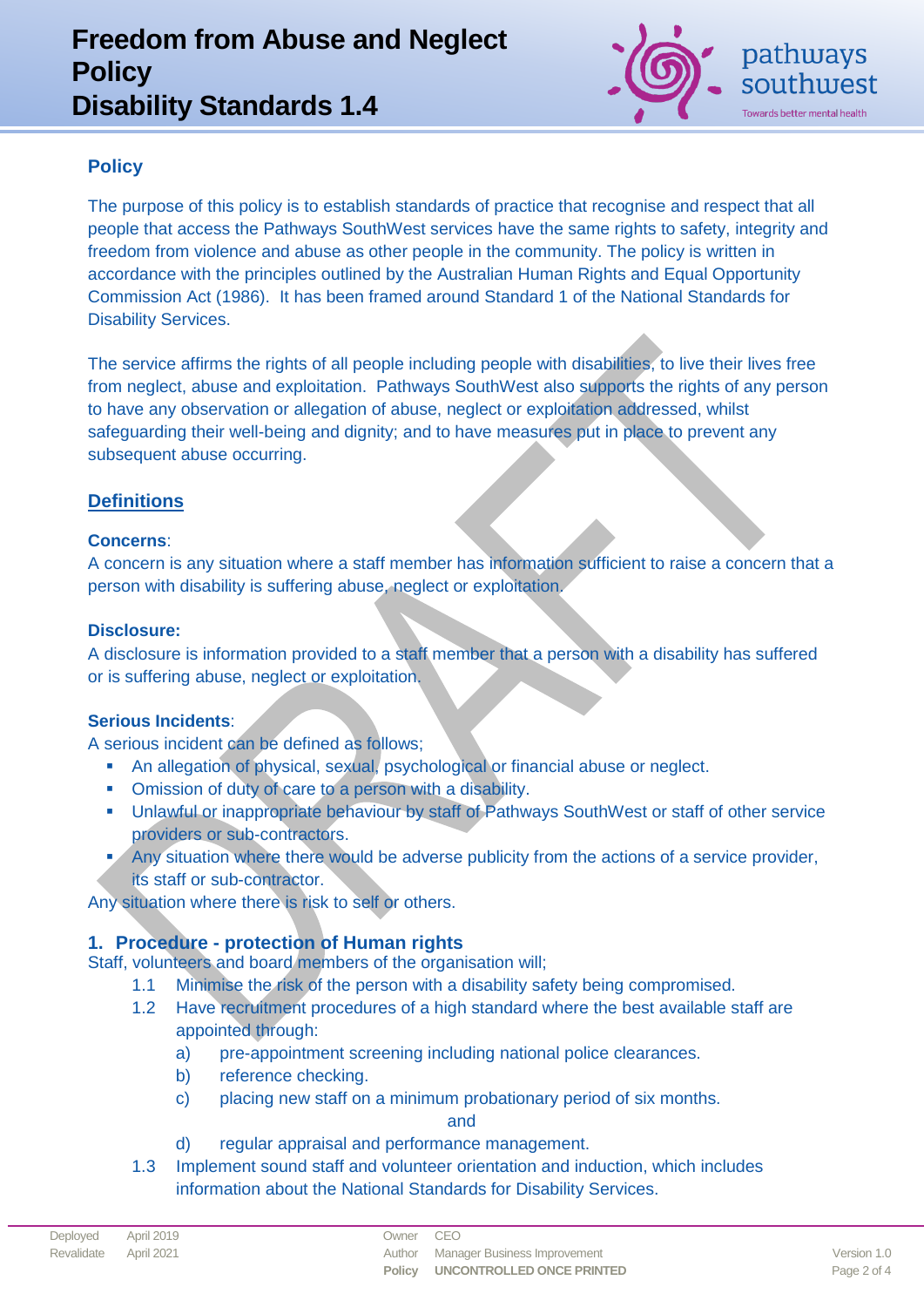## Policy

The purpose of this policy is to establish standards of practice that recognise and respect that all people that access the Pathways SouthWest services have the same rights to safety, integrity and freedom from violence and abuse as other people in the community. The policy is written in accordance with the principles outlined by the Australian Human Rights and Equal Opportunity Commission Act (1986). It has been framed around Standard 1 of the National Standards for Disability Services.

The service affirms the rights of all people including people with disabilities, to live their lives free from neglect, abuse and exploitation. Pathways SouthWest also supports the rights of any person to have any observation or allegation of abuse, neglect or exploitation addressed, whilst safeguarding their well-being and dignity; and to have measures put in place to prevent any subsequent abuse occurring.

## Definitions

**Concerns**:
A concern is any situation where a staff member has information sufficient to raise a concern that a person with disability is suffering abuse, neglect or exploitation.

**Disclosure:**
A disclosure is information provided to a staff member that a person with a disability has suffered or is suffering abuse, neglect or exploitation.

**Serious Incidents**:
A serious incident can be defined as follows;

- An allegation of physical, sexual, psychological or financial abuse or neglect.
- Omission of duty of care to a person with a disability.
- Unlawful or inappropriate behaviour by staff of Pathways SouthWest or staff of other service providers or sub-contractors.
- Any situation where there would be adverse publicity from the actions of a service provider, its staff or sub-contractor.

Any situation where there is risk to self or others.

## 1. Procedure - protection of Human rights

Staff, volunteers and board members of the organisation will;

1.1 Minimise the risk of the person with a disability safety being compromised.

1.2 Have recruitment procedures of a high standard where the best available staff are appointed through:

  a) pre-appointment screening including national police clearances.

  b) reference checking.

  c) placing new staff on a minimum probationary period of six months.

  and

  d) regular appraisal and performance management.

1.3 Implement sound staff and volunteer orientation and induction, which includes information about the National Standards for Disability Services.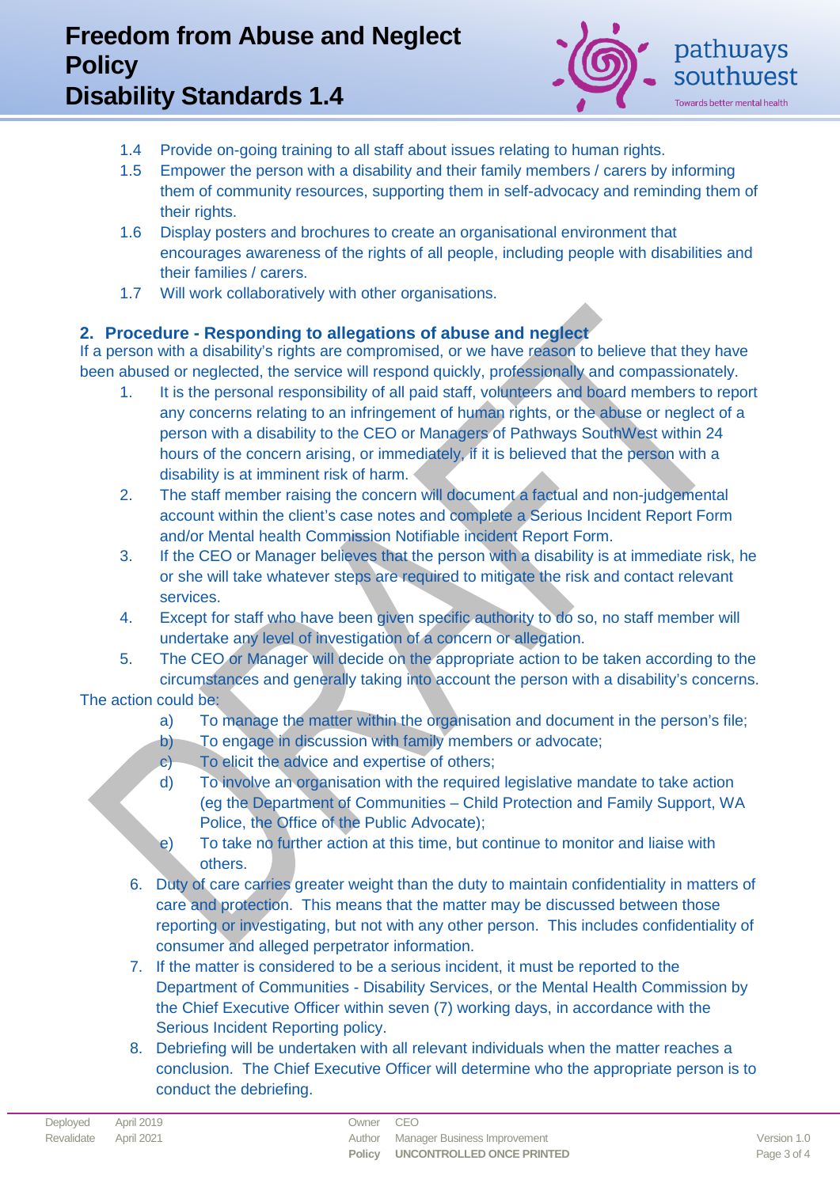1.4 Provide on-going training to all staff about issues relating to human rights.

1.5 Empower the person with a disability and their family members / carers by informing them of community resources, supporting them in self-advocacy and reminding them of their rights.

1.6 Display posters and brochures to create an organisational environment that encourages awareness of the rights of all people, including people with disabilities and their families / carers.

1.7 Will work collaboratively with other organisations.

## 2. Procedure - Responding to allegations of abuse and neglect

If a person with a disability's rights are compromised, or we have reason to believe that they have been abused or neglected, the service will respond quickly, professionally and compassionately.

1. It is the personal responsibility of all paid staff, volunteers and board members to report any concerns relating to an infringement of human rights, or the abuse or neglect of a person with a disability to the CEO or Managers of Pathways SouthWest within 24 hours of the concern arising, or immediately, if it is believed that the person with a disability is at imminent risk of harm.
2. The staff member raising the concern will document a factual and non-judgemental account within the client's case notes and complete a Serious Incident Report Form and/or Mental health Commission Notifiable incident Report Form.
3. If the CEO or Manager believes that the person with a disability is at immediate risk, he or she will take whatever steps are required to mitigate the risk and contact relevant services.
4. Except for staff who have been given specific authority to do so, no staff member will undertake any level of investigation of a concern or allegation.
5. The CEO or Manager will decide on the appropriate action to be taken according to the circumstances and generally taking into account the person with a disability's concerns.

The action could be:

a) To manage the matter within the organisation and document in the person's file;

b) To engage in discussion with family members or advocate;

c) To elicit the advice and expertise of others;

d) To involve an organisation with the required legislative mandate to take action (eg the Department of Communities – Child Protection and Family Support, WA Police, the Office of the Public Advocate);

e) To take no further action at this time, but continue to monitor and liaise with others.

6. Duty of care carries greater weight than the duty to maintain confidentiality in matters of care and protection. This means that the matter may be discussed between those reporting or investigating, but not with any other person. This includes confidentiality of consumer and alleged perpetrator information.
7. If the matter is considered to be a serious incident, it must be reported to the Department of Communities - Disability Services, or the Mental Health Commission by the Chief Executive Officer within seven (7) working days, in accordance with the Serious Incident Reporting policy.
8. Debriefing will be undertaken with all relevant individuals when the matter reaches a conclusion. The Chief Executive Officer will determine who the appropriate person is to conduct the debriefing.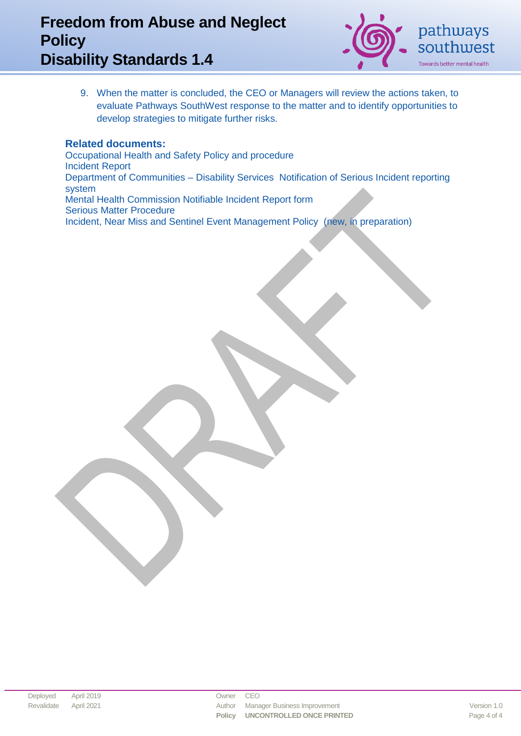9. When the matter is concluded, the CEO or Managers will review the actions taken, to evaluate Pathways SouthWest response to the matter and to identify opportunities to develop strategies to mitigate further risks.

**Related documents:**

Occupational Health and Safety Policy and procedure
Incident Report
Department of Communities – Disability Services Notification of Serious Incident reporting system
Mental Health Commission Notifiable Incident Report form
Serious Matter Procedure
Incident, Near Miss and Sentinel Event Management Policy (new, in preparation)